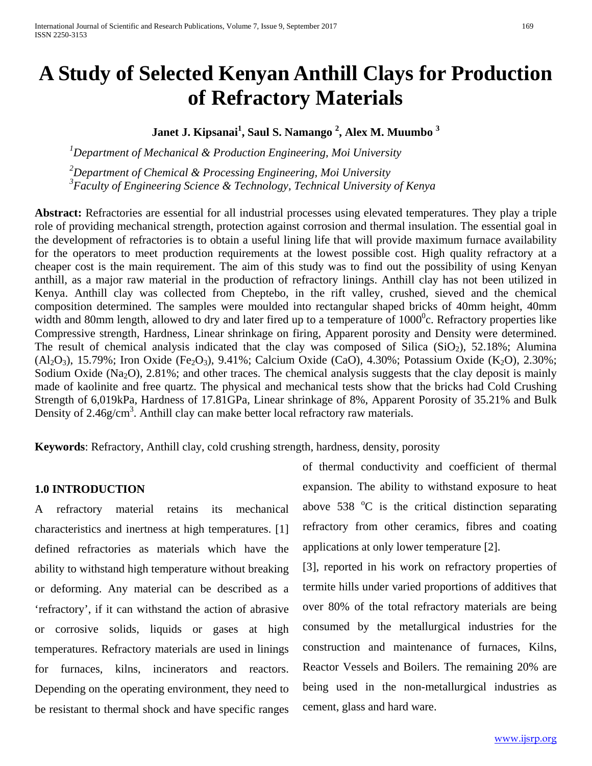# A Study of Selected Kenyan Anthill Clays for Production of Refractory Materials

**Janet J. Kipsanai[1], Saul S. Namango [2], Alex M. Muumbo [3]**

[1]*Department of Mechanical & Production Engineering, Moi University*

[2]*Department of Chemical & Processing Engineering, Moi University*

[3]*Faculty of Engineering Science & Technology, Technical University of Kenya*

**Abstract:** Refractories are essential for all industrial processes using elevated temperatures. They play a triple role of providing mechanical strength, protection against corrosion and thermal insulation. The essential goal in the development of refractories is to obtain a useful lining life that will provide maximum furnace availability for the operators to meet production requirements at the lowest possible cost. High quality refractory at a cheaper cost is the main requirement. The aim of this study was to find out the possibility of using Kenyan anthill, as a major raw material in the production of refractory linings. Anthill clay has not been utilized in Kenya. Anthill clay was collected from Cheptebo, in the rift valley, crushed, sieved and the chemical composition determined. The samples were moulded into rectangular shaped bricks of 40mm height, 40mm width and 80mm length, allowed to dry and later fired up to a temperature of $1000^0$c. Refractory properties like Compressive strength, Hardness, Linear shrinkage on firing, Apparent porosity and Density were determined. The result of chemical analysis indicated that the clay was composed of Silica ($SiO_2$), 52.18%; Alumina ($Al_2O_3$), 15.79%; Iron Oxide ($Fe_2O_3$), 9.41%; Calcium Oxide (CaO), 4.30%; Potassium Oxide ($K_2O$), 2.30%; Sodium Oxide ($Na_2O$), 2.81%; and other traces. The chemical analysis suggests that the clay deposit is mainly made of kaolinite and free quartz. The physical and mechanical tests show that the bricks had Cold Crushing Strength of 6,019kPa, Hardness of 17.81GPa, Linear shrinkage of 8%, Apparent Porosity of 35.21% and Bulk Density of 2.46g/cm$^3$. Anthill clay can make better local refractory raw materials.

**Keywords**: Refractory, Anthill clay, cold crushing strength, hardness, density, porosity

## 1.0 INTRODUCTION

A refractory material retains its mechanical characteristics and inertness at high temperatures. [1] defined refractories as materials which have the ability to withstand high temperature without breaking or deforming. Any material can be described as a 'refractory', if it can withstand the action of abrasive or corrosive solids, liquids or gases at high temperatures. Refractory materials are used in linings for furnaces, kilns, incinerators and reactors. Depending on the operating environment, they need to be resistant to thermal shock and have specific ranges of thermal conductivity and coefficient of thermal expansion. The ability to withstand exposure to heat above 538 $^o$C is the critical distinction separating refractory from other ceramics, fibres and coating applications at only lower temperature [2].

[3], reported in his work on refractory properties of termite hills under varied proportions of additives that over 80% of the total refractory materials are being consumed by the metallurgical industries for the construction and maintenance of furnaces, Kilns, Reactor Vessels and Boilers. The remaining 20% are being used in the non-metallurgical industries as cement, glass and hard ware.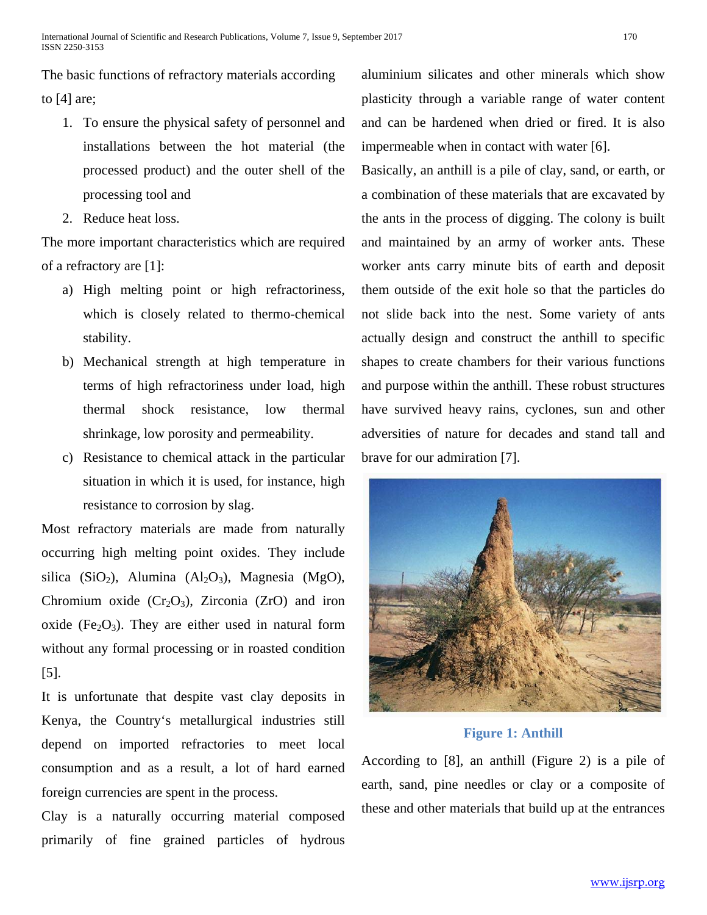The basic functions of refractory materials according to [4] are;

1. To ensure the physical safety of personnel and installations between the hot material (the processed product) and the outer shell of the processing tool and
2. Reduce heat loss.

The more important characteristics which are required of a refractory are [1]:

a) High melting point or high refractoriness, which is closely related to thermo-chemical stability.
b) Mechanical strength at high temperature in terms of high refractoriness under load, high thermal shock resistance, low thermal shrinkage, low porosity and permeability.
c) Resistance to chemical attack in the particular situation in which it is used, for instance, high resistance to corrosion by slag.

Most refractory materials are made from naturally occurring high melting point oxides. They include silica ($SiO_2$), Alumina ($Al_2O_3$), Magnesia (MgO), Chromium oxide ($Cr_2O_3$), Zirconia (ZrO) and iron oxide ($Fe_2O_3$). They are either used in natural form without any formal processing or in roasted condition [5].

It is unfortunate that despite vast clay deposits in Kenya, the Country's metallurgical industries still depend on imported refractories to meet local consumption and as a result, a lot of hard earned foreign currencies are spent in the process.

Clay is a naturally occurring material composed primarily of fine grained particles of hydrous aluminium silicates and other minerals which show plasticity through a variable range of water content and can be hardened when dried or fired. It is also impermeable when in contact with water [6].

Basically, an anthill is a pile of clay, sand, or earth, or a combination of these materials that are excavated by the ants in the process of digging. The colony is built and maintained by an army of worker ants. These worker ants carry minute bits of earth and deposit them outside of the exit hole so that the particles do not slide back into the nest. Some variety of ants actually design and construct the anthill to specific shapes to create chambers for their various functions and purpose within the anthill. These robust structures have survived heavy rains, cyclones, sun and other adversities of nature for decades and stand tall and brave for our admiration [7].

**Figure 1: Anthill**

According to [8], an anthill (Figure 2) is a pile of earth, sand, pine needles or clay or a composite of these and other materials that build up at the entrances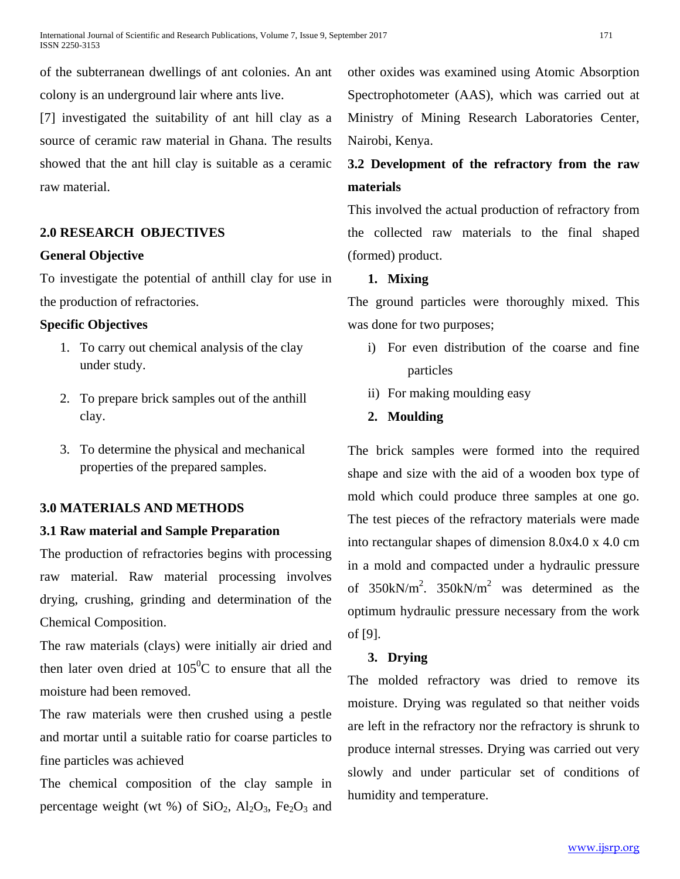of the subterranean dwellings of ant colonies. An ant colony is an underground lair where ants live.

[7] investigated the suitability of ant hill clay as a source of ceramic raw material in Ghana. The results showed that the ant hill clay is suitable as a ceramic raw material.

## 2.0 RESEARCH OBJECTIVES

### General Objective

To investigate the potential of anthill clay for use in the production of refractories.

### Specific Objectives

1. To carry out chemical analysis of the clay under study.
2. To prepare brick samples out of the anthill clay.
3. To determine the physical and mechanical properties of the prepared samples.

## 3.0 MATERIALS AND METHODS

### 3.1 Raw material and Sample Preparation

The production of refractories begins with processing raw material. Raw material processing involves drying, crushing, grinding and determination of the Chemical Composition.

The raw materials (clays) were initially air dried and then later oven dried at $105^0$C to ensure that all the moisture had been removed.

The raw materials were then crushed using a pestle and mortar until a suitable ratio for coarse particles to fine particles was achieved

The chemical composition of the clay sample in percentage weight (wt %) of $SiO_2$, $Al_2O_3$, $Fe_2O_3$ and other oxides was examined using Atomic Absorption Spectrophotometer (AAS), which was carried out at Ministry of Mining Research Laboratories Center, Nairobi, Kenya.

### 3.2 Development of the refractory from the raw materials

This involved the actual production of refractory from the collected raw materials to the final shaped (formed) product.

**1. Mixing**

The ground particles were thoroughly mixed. This was done for two purposes;

i) For even distribution of the coarse and fine particles

ii) For making moulding easy

**2. Moulding**

The brick samples were formed into the required shape and size with the aid of a wooden box type of mold which could produce three samples at one go. The test pieces of the refractory materials were made into rectangular shapes of dimension 8.0x4.0 x 4.0 cm in a mold and compacted under a hydraulic pressure of $350kN/m^2$. $350kN/m^2$ was determined as the optimum hydraulic pressure necessary from the work of [9].

**3. Drying**

The molded refractory was dried to remove its moisture. Drying was regulated so that neither voids are left in the refractory nor the refractory is shrunk to produce internal stresses. Drying was carried out very slowly and under particular set of conditions of humidity and temperature.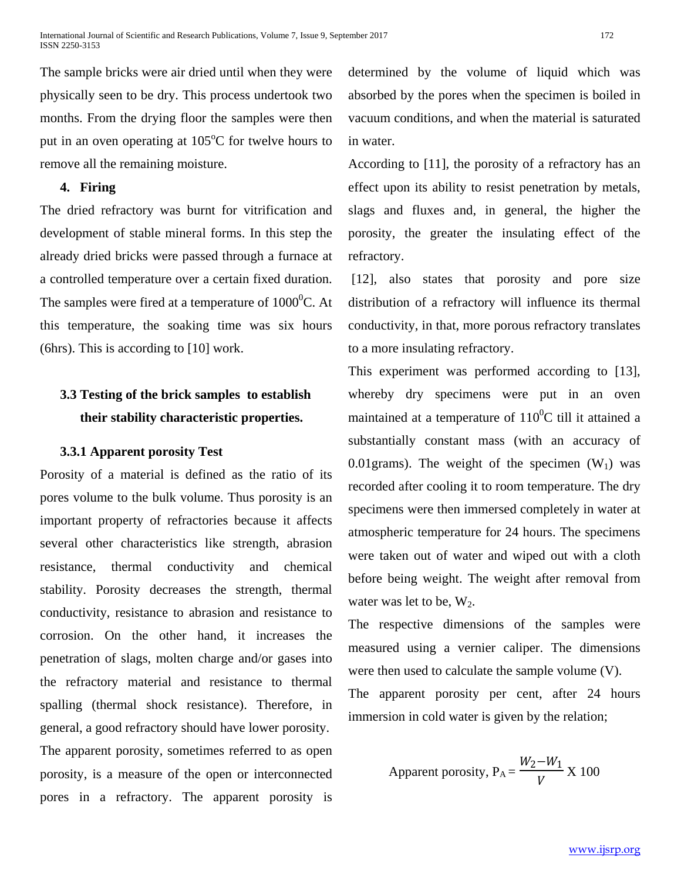The sample bricks were air dried until when they were physically seen to be dry. This process undertook two months. From the drying floor the samples were then put in an oven operating at $105^{o}C$ for twelve hours to remove all the remaining moisture.

**4. Firing**

The dried refractory was burnt for vitrification and development of stable mineral forms. In this step the already dried bricks were passed through a furnace at a controlled temperature over a certain fixed duration. The samples were fired at a temperature of $1000^{0}C$. At this temperature, the soaking time was six hours (6hrs). This is according to [10] work.

### 3.3 Testing of the brick samples to establish their stability characteristic properties.

#### 3.3.1 Apparent porosity Test

Porosity of a material is defined as the ratio of its pores volume to the bulk volume. Thus porosity is an important property of refractories because it affects several other characteristics like strength, abrasion resistance, thermal conductivity and chemical stability. Porosity decreases the strength, thermal conductivity, resistance to abrasion and resistance to corrosion. On the other hand, it increases the penetration of slags, molten charge and/or gases into the refractory material and resistance to thermal spalling (thermal shock resistance). Therefore, in general, a good refractory should have lower porosity.

The apparent porosity, sometimes referred to as open porosity, is a measure of the open or interconnected pores in a refractory. The apparent porosity is determined by the volume of liquid which was absorbed by the pores when the specimen is boiled in vacuum conditions, and when the material is saturated in water.

According to [11], the porosity of a refractory has an effect upon its ability to resist penetration by metals, slags and fluxes and, in general, the higher the porosity, the greater the insulating effect of the refractory.

[12], also states that porosity and pore size distribution of a refractory will influence its thermal conductivity, in that, more porous refractory translates to a more insulating refractory.

This experiment was performed according to [13], whereby dry specimens were put in an oven maintained at a temperature of $110^{0}C$ till it attained a substantially constant mass (with an accuracy of 0.01grams). The weight of the specimen ($W_1$) was recorded after cooling it to room temperature. The dry specimens were then immersed completely in water at atmospheric temperature for 24 hours. The specimens were taken out of water and wiped out with a cloth before being weight. The weight after removal from water was let to be, $W_2$.

The respective dimensions of the samples were measured using a vernier caliper. The dimensions were then used to calculate the sample volume (V).

The apparent porosity per cent, after 24 hours immersion in cold water is given by the relation;

$$\text{Apparent porosity, } P_A = \frac{W_2 - W_1}{V} \text{ X } 100$$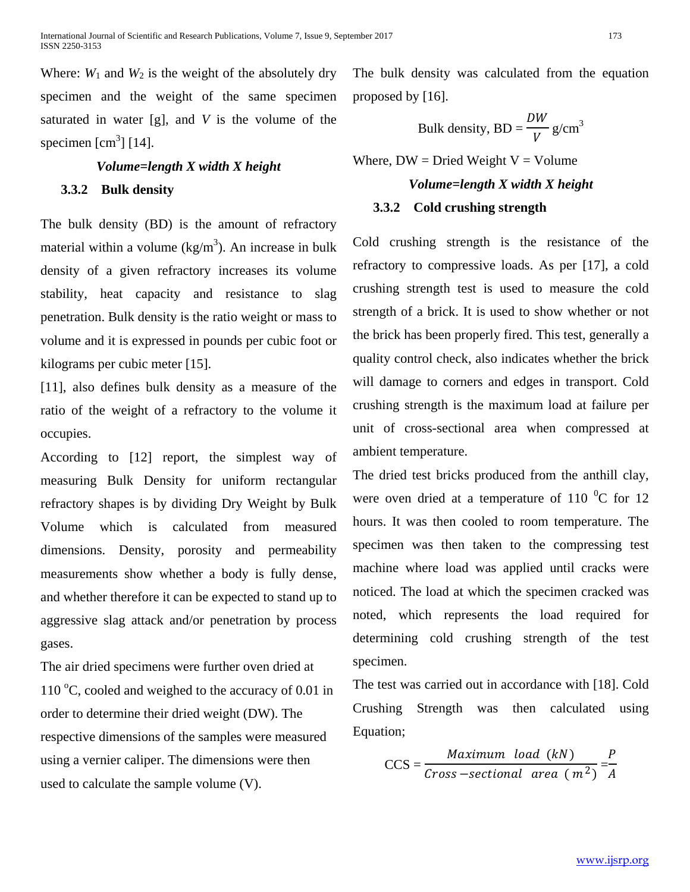Where: $W_1$ and $W_2$ is the weight of the absolutely dry specimen and the weight of the same specimen saturated in water [g], and $V$ is the volume of the specimen [cm$^3$] [14].

***Volume=length X width X height***

### 3.3.2 Bulk density

The bulk density (BD) is the amount of refractory material within a volume (kg/m$^3$). An increase in bulk density of a given refractory increases its volume stability, heat capacity and resistance to slag penetration. Bulk density is the ratio weight or mass to volume and it is expressed in pounds per cubic foot or kilograms per cubic meter [15].

[11], also defines bulk density as a measure of the ratio of the weight of a refractory to the volume it occupies.

According to [12] report, the simplest way of measuring Bulk Density for uniform rectangular refractory shapes is by dividing Dry Weight by Bulk Volume which is calculated from measured dimensions. Density, porosity and permeability measurements show whether a body is fully dense, and whether therefore it can be expected to stand up to aggressive slag attack and/or penetration by process gases.

The air dried specimens were further oven dried at 110 $^o$C, cooled and weighed to the accuracy of 0.01 in order to determine their dried weight (DW). The respective dimensions of the samples were measured using a vernier caliper. The dimensions were then used to calculate the sample volume (V).

The bulk density was calculated from the equation proposed by [16].

$$\text{Bulk density, BD} = \frac{DW}{V} \text{ g/cm}^3$$

Where, DW = Dried Weight V = Volume

***Volume=length X width X height***

### 3.3.2 Cold crushing strength

Cold crushing strength is the resistance of the refractory to compressive loads. As per [17], a cold crushing strength test is used to measure the cold strength of a brick. It is used to show whether or not the brick has been properly fired. This test, generally a quality control check, also indicates whether the brick will damage to corners and edges in transport. Cold crushing strength is the maximum load at failure per unit of cross-sectional area when compressed at ambient temperature.

The dried test bricks produced from the anthill clay, were oven dried at a temperature of 110 $^0$C for 12 hours. It was then cooled to room temperature. The specimen was then taken to the compressing test machine where load was applied until cracks were noticed. The load at which the specimen cracked was noted, which represents the load required for determining cold crushing strength of the test specimen.

The test was carried out in accordance with [18]. Cold Crushing Strength was then calculated using Equation;

$$\text{CCS} = \frac{Maximum\ \ load\ \ (kN)}{Cross-sectional\ \ area\ \ (m^2)} = \frac{P}{A}$$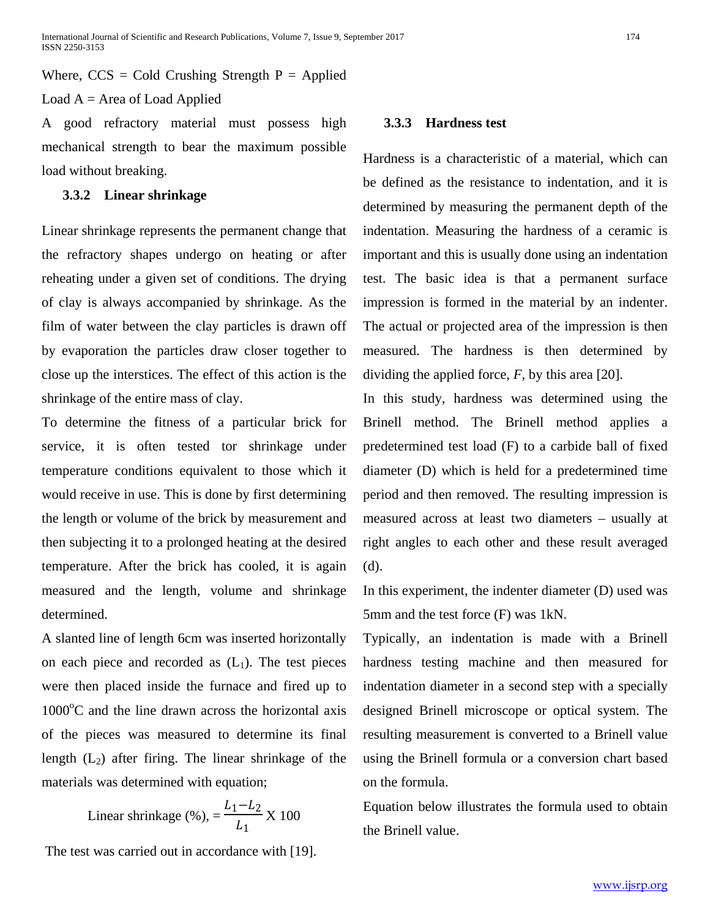Where, CCS = Cold Crushing Strength P = Applied Load A = Area of Load Applied

A good refractory material must possess high mechanical strength to bear the maximum possible load without breaking.

### 3.3.2 Linear shrinkage

Linear shrinkage represents the permanent change that the refractory shapes undergo on heating or after reheating under a given set of conditions. The drying of clay is always accompanied by shrinkage. As the film of water between the clay particles is drawn off by evaporation the particles draw closer together to close up the interstices. The effect of this action is the shrinkage of the entire mass of clay.

To determine the fitness of a particular brick for service, it is often tested tor shrinkage under temperature conditions equivalent to those which it would receive in use. This is done by first determining the length or volume of the brick by measurement and then subjecting it to a prolonged heating at the desired temperature. After the brick has cooled, it is again measured and the length, volume and shrinkage determined.

A slanted line of length 6cm was inserted horizontally on each piece and recorded as ($L_1$). The test pieces were then placed inside the furnace and fired up to $1000^oC$ and the line drawn across the horizontal axis of the pieces was measured to determine its final length ($L_2$) after firing. The linear shrinkage of the materials was determined with equation;

$$\text{Linear shrinkage (\%)}, = \frac{L_1 - L_2}{L_1} \text{ X } 100$$

The test was carried out in accordance with [19].

### 3.3.3 Hardness test

Hardness is a characteristic of a material, which can be defined as the resistance to indentation, and it is determined by measuring the permanent depth of the indentation. Measuring the hardness of a ceramic is important and this is usually done using an indentation test. The basic idea is that a permanent surface impression is formed in the material by an indenter. The actual or projected area of the impression is then measured. The hardness is then determined by dividing the applied force, *F*, by this area [20].

In this study, hardness was determined using the Brinell method. The Brinell method applies a predetermined test load (F) to a carbide ball of fixed diameter (D) which is held for a predetermined time period and then removed. The resulting impression is measured across at least two diameters – usually at right angles to each other and these result averaged (d).

In this experiment, the indenter diameter (D) used was 5mm and the test force (F) was 1kN.

Typically, an indentation is made with a Brinell hardness testing machine and then measured for indentation diameter in a second step with a specially designed Brinell microscope or optical system. The resulting measurement is converted to a Brinell value using the Brinell formula or a conversion chart based on the formula.

Equation below illustrates the formula used to obtain the Brinell value.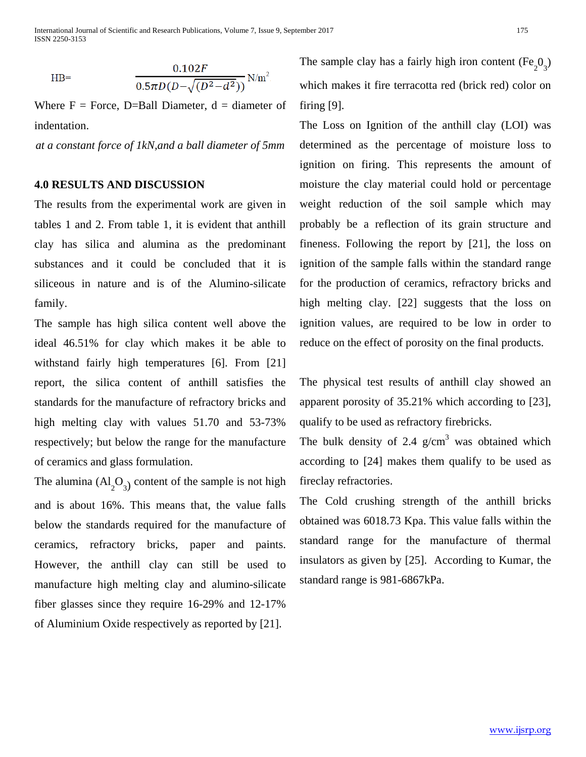$$HB= \frac{0.102F}{0.5\pi D(D-\sqrt{(D^2-d^2)})} \text{ N/m}^2$$

Where F = Force, D=Ball Diameter, d = diameter of indentation.

*at a constant force of 1kN,and a ball diameter of 5mm*

## 4.0 RESULTS AND DISCUSSION

The results from the experimental work are given in tables 1 and 2. From table 1, it is evident that anthill clay has silica and alumina as the predominant substances and it could be concluded that it is siliceous in nature and is of the Alumino-silicate family.

The sample has high silica content well above the ideal 46.51% for clay which makes it be able to withstand fairly high temperatures [6]. From [21] report, the silica content of anthill satisfies the standards for the manufacture of refractory bricks and high melting clay with values 51.70 and 53-73% respectively; but below the range for the manufacture of ceramics and glass formulation.

The alumina ($Al_2O_3$) content of the sample is not high and is about 16%. This means that, the value falls below the standards required for the manufacture of ceramics, refractory bricks, paper and paints. However, the anthill clay can still be used to manufacture high melting clay and alumino-silicate fiber glasses since they require 16-29% and 12-17% of Aluminium Oxide respectively as reported by [21].

The sample clay has a fairly high iron content ($Fe_20_3$) which makes it fire terracotta red (brick red) color on firing [9].

The Loss on Ignition of the anthill clay (LOI) was determined as the percentage of moisture loss to ignition on firing. This represents the amount of moisture the clay material could hold or percentage weight reduction of the soil sample which may probably be a reflection of its grain structure and fineness. Following the report by [21], the loss on ignition of the sample falls within the standard range for the production of ceramics, refractory bricks and high melting clay. [22] suggests that the loss on ignition values, are required to be low in order to reduce on the effect of porosity on the final products.

The physical test results of anthill clay showed an apparent porosity of 35.21% which according to [23], qualify to be used as refractory firebricks.

The bulk density of 2.4 g/cm$^3$ was obtained which according to [24] makes them qualify to be used as fireclay refractories.

The Cold crushing strength of the anthill bricks obtained was 6018.73 Kpa. This value falls within the standard range for the manufacture of thermal insulators as given by [25]. According to Kumar, the standard range is 981-6867kPa.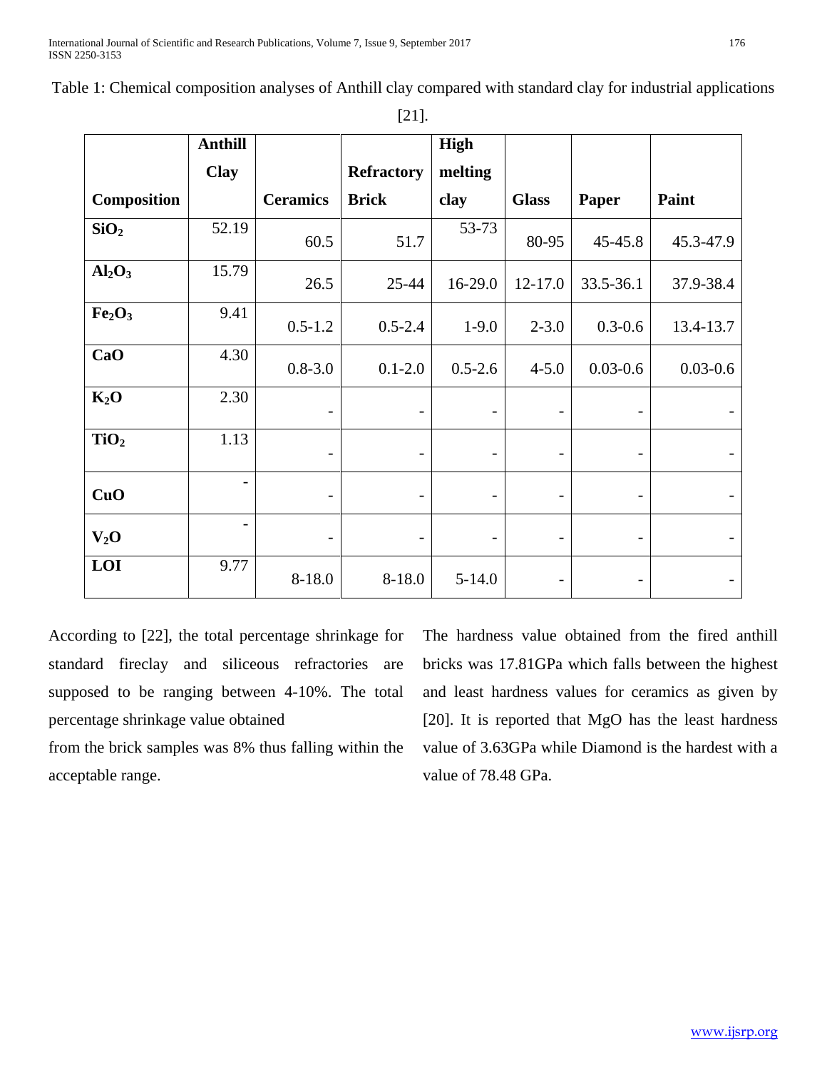Table 1: Chemical composition analyses of Anthill clay compared with standard clay for industrial applications [21].

| Composition | Anthill Clay | Ceramics | Refractory Brick | High melting clay | Glass | Paper | Paint |
|---|---|---|---|---|---|---|---|
| $SiO_2$ | 52.19 | 60.5 | 51.7 | 53-73 | 80-95 | 45-45.8 | 45.3-47.9 |
| $Al_2O_3$ | 15.79 | 26.5 | 25-44 | 16-29.0 | 12-17.0 | 33.5-36.1 | 37.9-38.4 |
| $Fe_2O_3$ | 9.41 | 0.5-1.2 | 0.5-2.4 | 1-9.0 | 2-3.0 | 0.3-0.6 | 13.4-13.7 |
| CaO | 4.30 | 0.8-3.0 | 0.1-2.0 | 0.5-2.6 | 4-5.0 | 0.03-0.6 | 0.03-0.6 |
| $K_2O$ | 2.30 | - | - | - | - | - | - |
| $TiO_2$ | 1.13 | - | - | - | - | - | - |
| CuO | - | - | - | - | - | - | - |
| $V_2O$ | - | - | - | - | - | - | - |
| LOI | 9.77 | 8-18.0 | 8-18.0 | 5-14.0 | - | - | - |

According to [22], the total percentage shrinkage for standard fireclay and siliceous refractories are supposed to be ranging between 4-10%. The total percentage shrinkage value obtained from the brick samples was 8% thus falling within the acceptable range.

The hardness value obtained from the fired anthill bricks was 17.81GPa which falls between the highest and least hardness values for ceramics as given by [20]. It is reported that MgO has the least hardness value of 3.63GPa while Diamond is the hardest with a value of 78.48 GPa.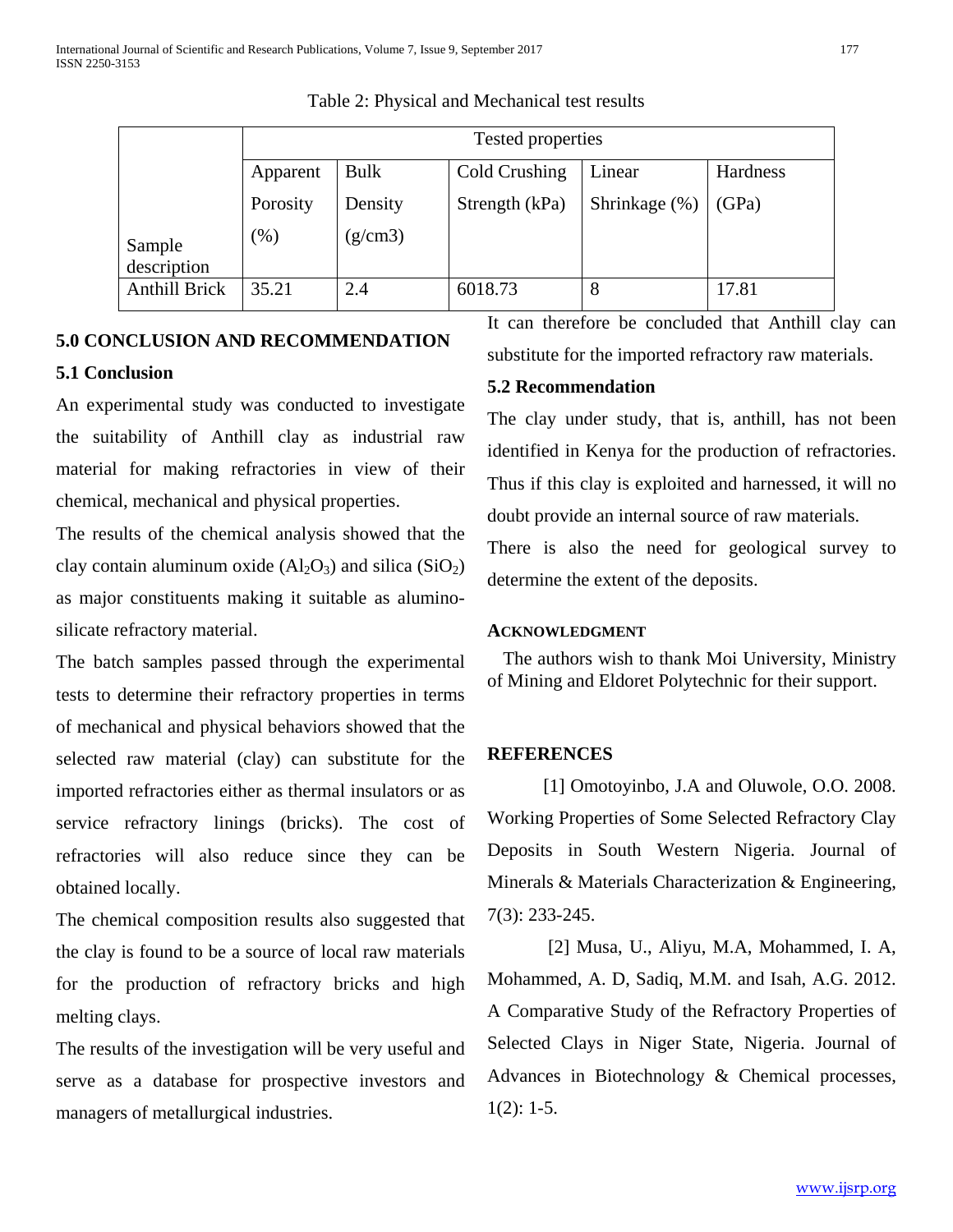Table 2: Physical and Mechanical test results

| Sample description | Tested properties | | | | |
|---|---|---|---|---|---|
| | Apparent Porosity (%) | Bulk Density (g/cm3) | Cold Crushing Strength (kPa) | Linear Shrinkage (%) | Hardness (GPa) |
| Anthill Brick | 35.21 | 2.4 | 6018.73 | 8 | 17.81 |

## 5.0 CONCLUSION AND RECOMMENDATION

### 5.1 Conclusion

An experimental study was conducted to investigate the suitability of Anthill clay as industrial raw material for making refractories in view of their chemical, mechanical and physical properties.

The results of the chemical analysis showed that the clay contain aluminum oxide ($Al_2O_3$) and silica ($SiO_2$) as major constituents making it suitable as alumino-silicate refractory material.

The batch samples passed through the experimental tests to determine their refractory properties in terms of mechanical and physical behaviors showed that the selected raw material (clay) can substitute for the imported refractories either as thermal insulators or as service refractory linings (bricks). The cost of refractories will also reduce since they can be obtained locally.

The chemical composition results also suggested that the clay is found to be a source of local raw materials for the production of refractory bricks and high melting clays.

The results of the investigation will be very useful and serve as a database for prospective investors and managers of metallurgical industries.

It can therefore be concluded that Anthill clay can substitute for the imported refractory raw materials.

### 5.2 Recommendation

The clay under study, that is, anthill, has not been identified in Kenya for the production of refractories. Thus if this clay is exploited and harnessed, it will no doubt provide an internal source of raw materials.

There is also the need for geological survey to determine the extent of the deposits.

**ACKNOWLEDGMENT**

The authors wish to thank Moi University, Ministry of Mining and Eldoret Polytechnic for their support.

## REFERENCES

[1] Omotoyinbo, J.A and Oluwole, O.O. 2008. Working Properties of Some Selected Refractory Clay Deposits in South Western Nigeria. Journal of Minerals & Materials Characterization & Engineering, 7(3): 233-245.

[2] Musa, U., Aliyu, M.A, Mohammed, I. A, Mohammed, A. D, Sadiq, M.M. and Isah, A.G. 2012. A Comparative Study of the Refractory Properties of Selected Clays in Niger State, Nigeria. Journal of Advances in Biotechnology & Chemical processes, 1(2): 1-5.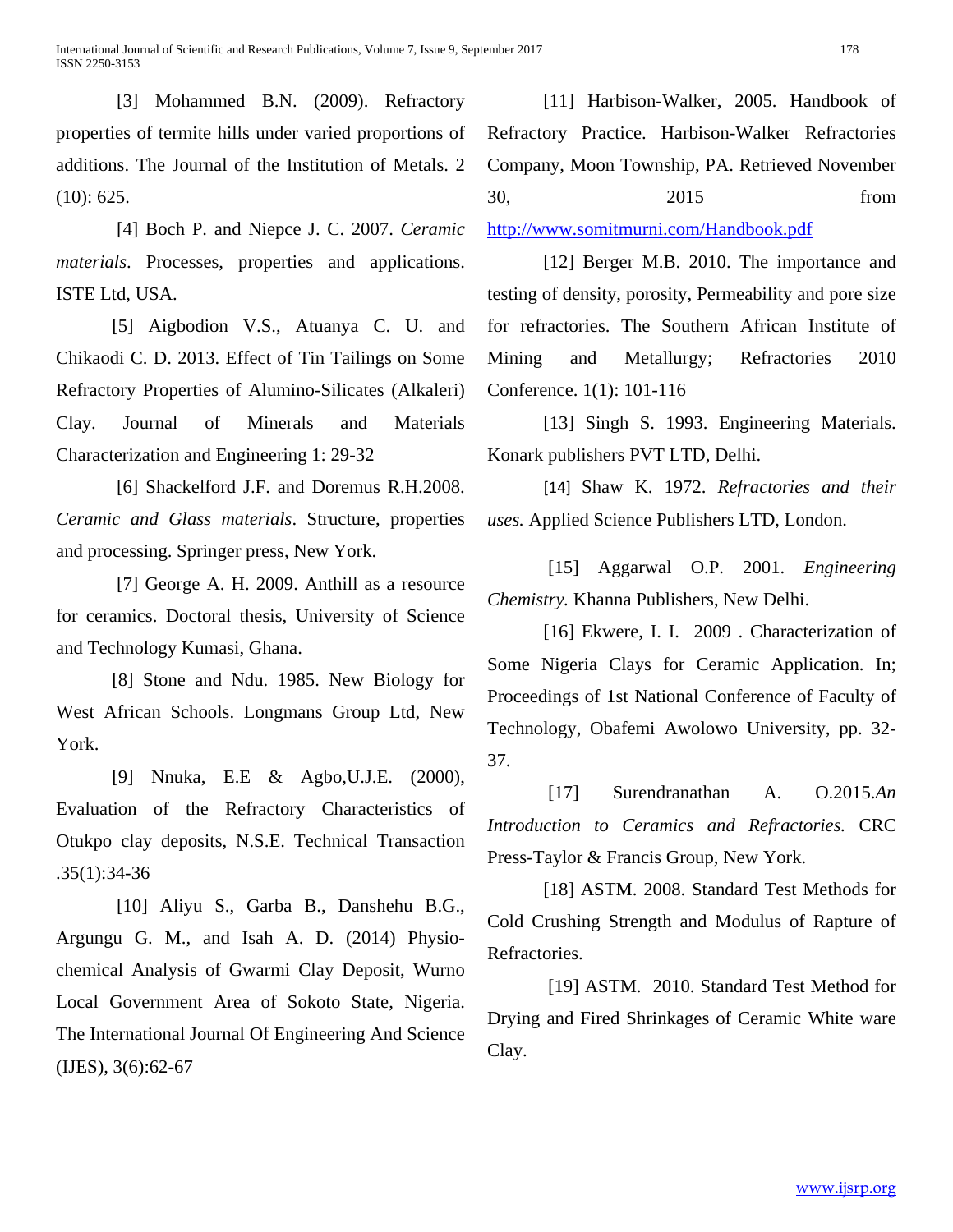[3] Mohammed B.N. (2009). Refractory properties of termite hills under varied proportions of additions. The Journal of the Institution of Metals. 2 (10): 625.

[4] Boch P. and Niepce J. C. 2007. *Ceramic materials*. Processes, properties and applications. ISTE Ltd, USA.

[5] Aigbodion V.S., Atuanya C. U. and Chikaodi C. D. 2013. Effect of Tin Tailings on Some Refractory Properties of Alumino-Silicates (Alkaleri) Clay. Journal of Minerals and Materials Characterization and Engineering 1: 29-32

[6] Shackelford J.F. and Doremus R.H.2008. *Ceramic and Glass materials*. Structure, properties and processing. Springer press, New York.

[7] George A. H. 2009. Anthill as a resource for ceramics. Doctoral thesis, University of Science and Technology Kumasi, Ghana.

[8] Stone and Ndu. 1985. New Biology for West African Schools. Longmans Group Ltd, New York.

[9] Nnuka, E.E & Agbo,U.J.E. (2000), Evaluation of the Refractory Characteristics of Otukpo clay deposits, N.S.E. Technical Transaction .35(1):34-36

[10] Aliyu S., Garba B., Danshehu B.G., Argungu G. M., and Isah A. D. (2014) Physio-chemical Analysis of Gwarmi Clay Deposit, Wurno Local Government Area of Sokoto State, Nigeria. The International Journal Of Engineering And Science (IJES), 3(6):62-67

[11] Harbison-Walker, 2005. Handbook of Refractory Practice. Harbison-Walker Refractories Company, Moon Township, PA. Retrieved November 30, 2015 from http://www.somitmurni.com/Handbook.pdf

[12] Berger M.B. 2010. The importance and testing of density, porosity, Permeability and pore size for refractories. The Southern African Institute of Mining and Metallurgy; Refractories 2010 Conference. 1(1): 101-116

[13] Singh S. 1993. Engineering Materials. Konark publishers PVT LTD, Delhi.

[14] Shaw K. 1972. *Refractories and their uses.* Applied Science Publishers LTD, London.

[15] Aggarwal O.P. 2001. *Engineering Chemistry.* Khanna Publishers, New Delhi.

[16] Ekwere, I. I. 2009 . Characterization of Some Nigeria Clays for Ceramic Application. In; Proceedings of 1st National Conference of Faculty of Technology, Obafemi Awolowo University, pp. 32-37.

[17] Surendranathan A. O.2015.*An Introduction to Ceramics and Refractories.* CRC Press-Taylor & Francis Group, New York.

[18] ASTM. 2008. Standard Test Methods for Cold Crushing Strength and Modulus of Rapture of Refractories.

[19] ASTM. 2010. Standard Test Method for Drying and Fired Shrinkages of Ceramic White ware Clay.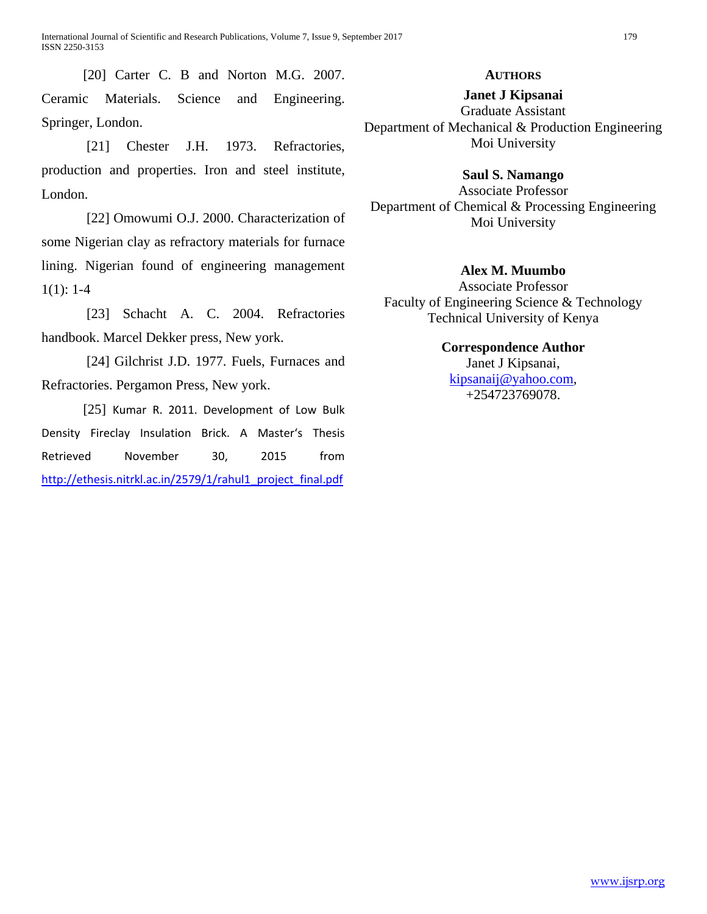[20] Carter C. B and Norton M.G. 2007. Ceramic Materials. Science and Engineering. Springer, London.

[21] Chester J.H. 1973. Refractories, production and properties. Iron and steel institute, London.

[22] Omowumi O.J. 2000. Characterization of some Nigerian clay as refractory materials for furnace lining. Nigerian found of engineering management 1(1): 1-4

[23] Schacht A. C. 2004. Refractories handbook. Marcel Dekker press, New york.

[24] Gilchrist J.D. 1977. Fuels, Furnaces and Refractories. Pergamon Press, New york.

[25] Kumar R. 2011. Development of Low Bulk Density Fireclay Insulation Brick. A Master's Thesis Retrieved November 30, 2015 from http://ethesis.nitrkl.ac.in/2579/1/rahul1_project_final.pdf

## AUTHORS

**Janet J Kipsanai**
Graduate Assistant
Department of Mechanical & Production Engineering
Moi University

**Saul S. Namango**
Associate Professor
Department of Chemical & Processing Engineering
Moi University

**Alex M. Muumbo**
Associate Professor
Faculty of Engineering Science & Technology
Technical University of Kenya

**Correspondence Author**
Janet J Kipsanai,
kipsanaij@yahoo.com,
+254723769078.